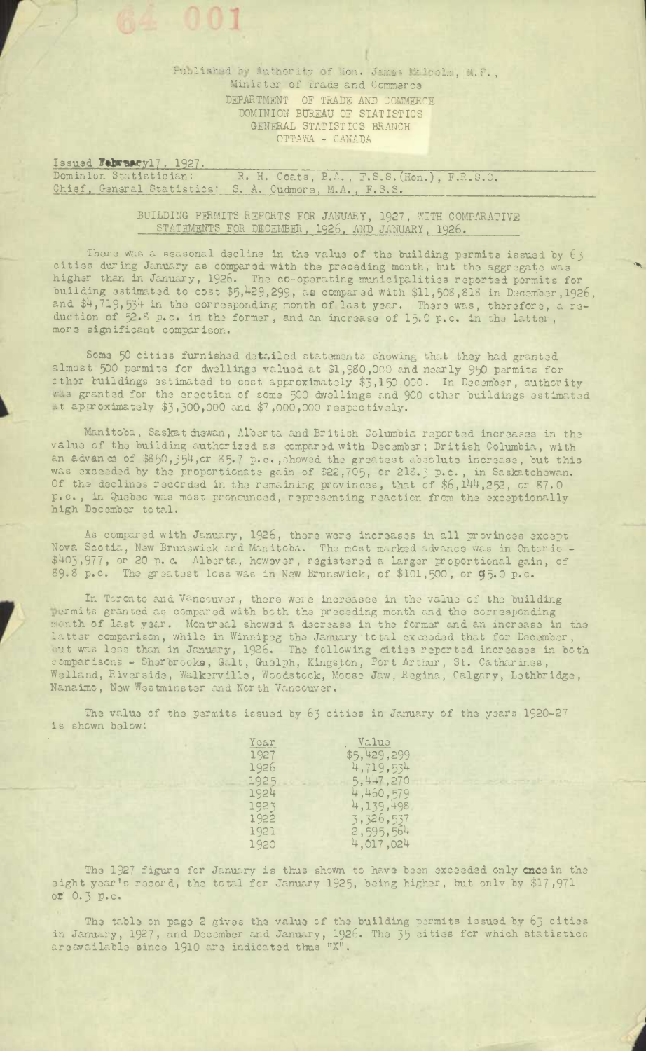Published by Authority of Hon. James Malcolm, M.P.,
Minister of Trade and Commerce
DEPARTMENT OF TRADE AND COMMERCE
DOMINION BUREAU OF STATISTICS
GENERAL STATISTICS BRANCH
OTTAWA - CANADA

Issued February 17, 1927.
Dominion Statistician: R. H. Coats, B.A., F.S.S.(Hon.), F.R.S.C.
Chief, General Statistics: S. A. Cudmore, M.A., F.S.S.

## BUILDING PERMITS REPORTS FOR JANUARY, 1927, WITH COMPARATIVE STATEMENTS FOR DECEMBER, 1926, AND JANUARY, 1926.

There was a seasonal decline in the value of the building permits issued by 63 cities during January as compared with the preceding month, but the aggregate was higher than in January, 1926. The co-operating municipalities reported permits for building estimated to cost $5,429,299, as compared with $11,508,818 in December, 1926, and $4,719,534 in the corresponding month of last year. There was, therefore, a reduction of 52.8 p.c. in the former, and an increase of 15.0 p.c. in the latter, more significant comparison.

Some 50 cities furnished detailed statements showing that they had granted almost 500 permits for dwellings valued at $1,980,000 and nearly 950 permits for other buildings estimated to cost approximately $3,150,000. In December, authority was granted for the erection of some 500 dwellings and 900 other buildings estimated at approximately $3,300,000 and $7,000,000 respectively.

Manitoba, Saskatchewan, Alberta and British Columbia reported increases in the value of the building authorized as compared with December; British Columbia, with an advance of $850,354, or 85.7 p.c., showed the greatest absolute increase, but this was exceeded by the proportionate gain of $22,705, or 218.3 p.c., in Saskatchewan. Of the declines recorded in the remaining provinces, that of $6,144,252, or 87.0 p.c., in Quebec was most pronounced, representing reaction from the exceptionally high December total.

As compared with January, 1926, there were increases in all provinces except Nova Scotia, New Brunswick and Manitoba. The most marked advance was in Ontario - $405,977, or 20 p.c. Alberta, however, registered a larger proportional gain, of 89.8 p.c. The greatest loss was in New Brunswick, of $101,500, or 95.0 p.c.

In Toronto and Vancouver, there were increases in the value of the building permits granted as compared with both the preceding month and the corresponding month of last year. Montreal showed a decrease in the former and an increase in the latter comparison, while in Winnipeg the January total exceeded that for December, but was less than in January, 1926. The following cities reported increases in both comparisons - Sherbrooke, Galt, Guelph, Kingston, Port Arthur, St. Catharines, Welland, Riverside, Walkerville, Woodstock, Moose Jaw, Regina, Calgary, Lethbridge, Nanaimo, New Westminster and North Vancouver.

The value of the permits issued by 63 cities in January of the years 1920-27 is shown below:

| Year | Value |
|---|---|
| 1927 | $5,429,299 |
| 1926 | 4,719,534 |
| 1925 | 5,447,270 |
| 1924 | 4,460,579 |
| 1923 | 4,139,498 |
| 1922 | 3,326,537 |
| 1921 | 2,595,564 |
| 1920 | 4,017,024 |

The 1927 figure for January is thus shown to have been exceeded only once in the eight year's record, the total for January 1925, being higher, but only by $17,971 or 0.3 p.c.

The table on page 2 gives the value of the building permits issued by 63 cities in January, 1927, and December and January, 1926. The 35 cities for which statistics are available since 1910 are indicated thus "X".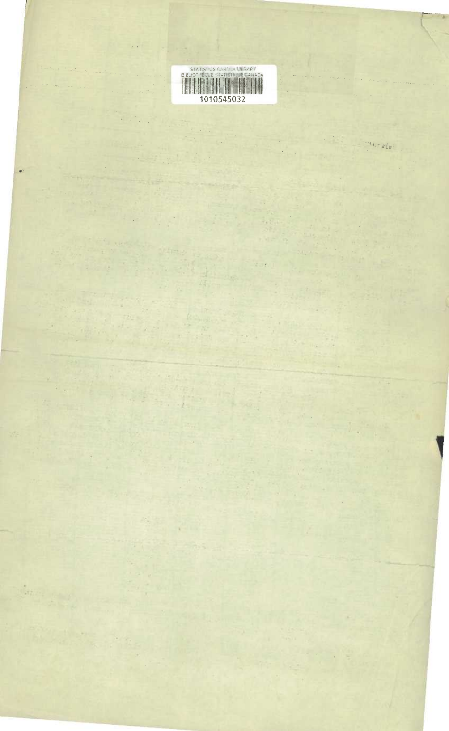STATISTICS CANADA LIBRARY
BIBLIOTHÈQUE STATISTIQUE CANADA

1010545032